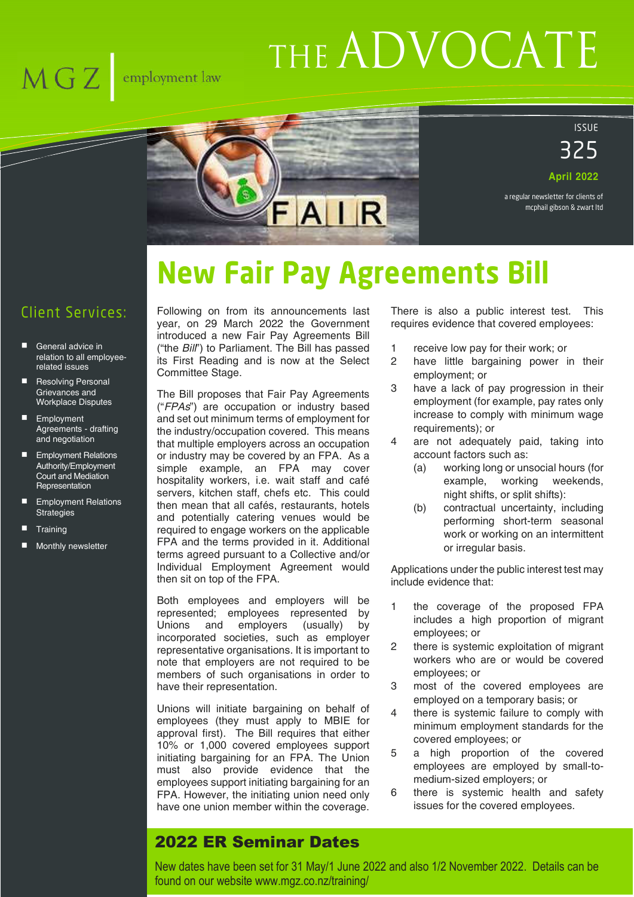MGZ | employment law

# THE ADVOCATE

ISSUE 325

**April 2022**

a regular newsletter for clients of mcphail gibson & zwart ltd

## Client Services:

- General advice in relation to all employee-related issues
- Resolving Personal Grievances and Workplace Disputes
- Employment Agreements - drafting and negotiation
- Employment Relations Authority/Employment Court and Mediation Representation
- Employment Relations Strategies
- Training
- Monthly newsletter

# New Fair Pay Agreements Bill

Following on from its announcements last year, on 29 March 2022 the Government introduced a new Fair Pay Agreements Bill ("the *Bill*") to Parliament. The Bill has passed its First Reading and is now at the Select Committee Stage.

The Bill proposes that Fair Pay Agreements ("*FPAs*") are occupation or industry based and set out minimum terms of employment for the industry/occupation covered. This means that multiple employers across an occupation or industry may be covered by an FPA. As a simple example, an FPA may cover hospitality workers, i.e. wait staff and café servers, kitchen staff, chefs etc. This could then mean that all cafés, restaurants, hotels and potentially catering venues would be required to engage workers on the applicable FPA and the terms provided in it. Additional terms agreed pursuant to a Collective and/or Individual Employment Agreement would then sit on top of the FPA.

Both employees and employers will be represented; employees represented by Unions and employers (usually) by incorporated societies, such as employer representative organisations. It is important to note that employers are not required to be members of such organisations in order to have their representation.

Unions will initiate bargaining on behalf of employees (they must apply to MBIE for approval first). The Bill requires that either 10% or 1,000 covered employees support initiating bargaining for an FPA. The Union must also provide evidence that the employees support initiating bargaining for an FPA. However, the initiating union need only have one union member within the coverage.

There is also a public interest test. This requires evidence that covered employees:

1. receive low pay for their work; or
2. have little bargaining power in their employment; or
3. have a lack of pay progression in their employment (for example, pay rates only increase to comply with minimum wage requirements); or
4. are not adequately paid, taking into account factors such as:
   (a) working long or unsocial hours (for example, working weekends, night shifts, or split shifts):
   (b) contractual uncertainty, including performing short-term seasonal work or working on an intermittent or irregular basis.

Applications under the public interest test may include evidence that:

1. the coverage of the proposed FPA includes a high proportion of migrant employees; or
2. there is systemic exploitation of migrant workers who are or would be covered employees; or
3. most of the covered employees are employed on a temporary basis; or
4. there is systemic failure to comply with minimum employment standards for the covered employees; or
5. a high proportion of the covered employees are employed by small-to-medium-sized employers; or
6. there is systemic health and safety issues for the covered employees.

## 2022 ER Seminar Dates

New dates have been set for 31 May/1 June 2022 and also 1/2 November 2022. Details can be found on our website www.mgz.co.nz/training/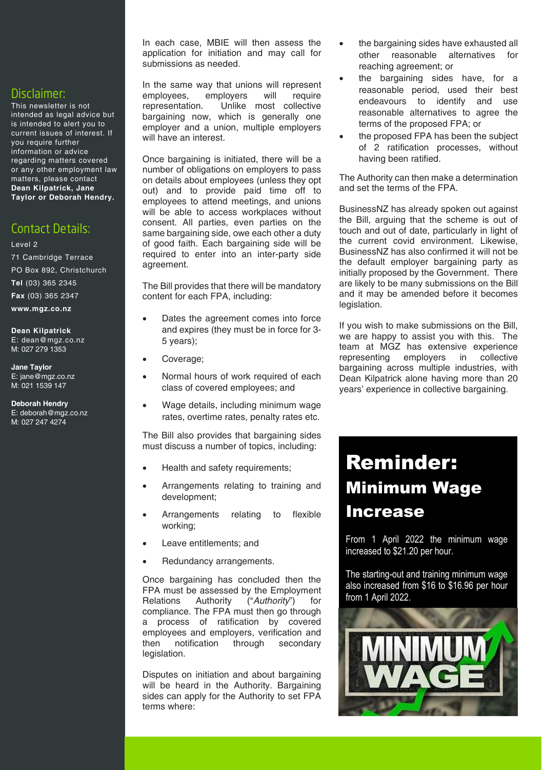## Disclaimer:

This newsletter is not intended as legal advice but is intended to alert you to current issues of interest. If you require further information or advice regarding matters covered or any other employment law matters, please contact **Dean Kilpatrick, Jane Taylor or Deborah Hendry.**

## Contact Details:

Level 2
71 Cambridge Terrace
PO Box 892, Christchurch
**Tel** (03) 365 2345
**Fax** (03) 365 2347
**www.mgz.co.nz**

**Dean Kilpatrick**
E: dean@mgz.co.nz
M: 027 279 1353

**Jane Taylor**
E: jane@mgz.co.nz
M: 021 1539 147

**Deborah Hendry**
E: deborah@mgz.co.nz
M: 027 247 4274

In each case, MBIE will then assess the application for initiation and may call for submissions as needed.

In the same way that unions will represent employees, employers will require representation. Unlike most collective bargaining now, which is generally one employer and a union, multiple employers will have an interest.

Once bargaining is initiated, there will be a number of obligations on employers to pass on details about employees (unless they opt out) and to provide paid time off to employees to attend meetings, and unions will be able to access workplaces without consent. All parties, even parties on the same bargaining side, owe each other a duty of good faith. Each bargaining side will be required to enter into an inter-party side agreement.

The Bill provides that there will be mandatory content for each FPA, including:

- Dates the agreement comes into force and expires (they must be in force for 3-5 years);
- Coverage;
- Normal hours of work required of each class of covered employees; and
- Wage details, including minimum wage rates, overtime rates, penalty rates etc.

The Bill also provides that bargaining sides must discuss a number of topics, including:

- Health and safety requirements;
- Arrangements relating to training and development;
- Arrangements relating to flexible working;
- Leave entitlements; and
- Redundancy arrangements.

Once bargaining has concluded then the FPA must be assessed by the Employment Relations Authority ("*Authority*") for compliance. The FPA must then go through a process of ratification by covered employees and employers, verification and then notification through secondary legislation.

Disputes on initiation and about bargaining will be heard in the Authority. Bargaining sides can apply for the Authority to set FPA terms where:

- the bargaining sides have exhausted all other reasonable alternatives for reaching agreement; or
- the bargaining sides have, for a reasonable period, used their best endeavours to identify and use reasonable alternatives to agree the terms of the proposed FPA; or
- the proposed FPA has been the subject of 2 ratification processes, without having been ratified.

The Authority can then make a determination and set the terms of the FPA.

BusinessNZ has already spoken out against the Bill, arguing that the scheme is out of touch and out of date, particularly in light of the current covid environment. Likewise, BusinessNZ has also confirmed it will not be the default employer bargaining party as initially proposed by the Government. There are likely to be many submissions on the Bill and it may be amended before it becomes legislation.

If you wish to make submissions on the Bill, we are happy to assist you with this. The team at MGZ has extensive experience representing employers in collective bargaining across multiple industries, with Dean Kilpatrick alone having more than 20 years' experience in collective bargaining.

# Reminder:
## Minimum Wage Increase

From 1 April 2022 the minimum wage increased to $21.20 per hour.

The starting-out and training minimum wage also increased from $16 to $16.96 per hour from 1 April 2022.